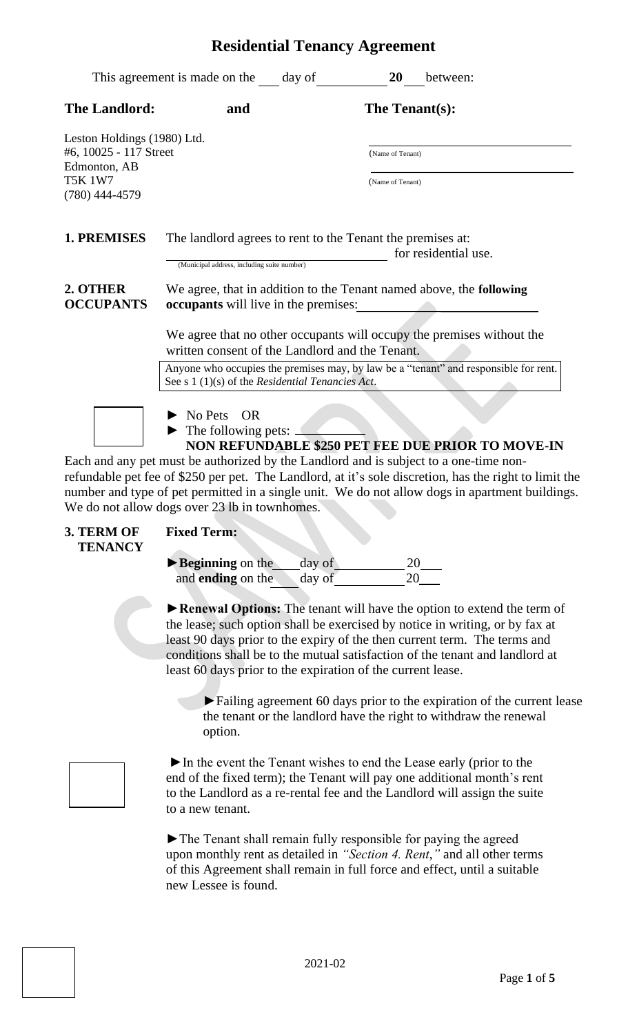# Residential Tenancy Agreement

This agreement is made on the ___ day of __________ **20** ___ between:

| **The Landlord:** | **and** | **The Tenant(s):** |
|---|---|---|
| Leston Holdings (1980) Ltd.<br>#6, 10025 - 117 Street<br>Edmonton, AB<br>T5K 1W7<br>(780) 444-4579 | | ______________________<br>(Name of Tenant)<br>______________________<br>(Name of Tenant) |

**1. PREMISES** The landlord agrees to rent to the Tenant the premises at: ______________________ for residential use.
(Municipal address, including suite number)

**2. OTHER OCCUPANTS** We agree, that in addition to the Tenant named above, the **following occupants** will live in the premises: ______________________

We agree that no other occupants will occupy the premises without the written consent of the Landlord and the Tenant.

> Anyone who occupies the premises may, by law be a "tenant" and responsible for rent. See s 1 (1)(s) of the *Residential Tenancies Act*.

► No Pets OR
► The following pets: __________

**NON REFUNDABLE $250 PET FEE DUE PRIOR TO MOVE-IN**

Each and any pet must be authorized by the Landlord and is subject to a one-time non-refundable pet fee of $250 per pet. The Landlord, at it's sole discretion, has the right to limit the number and type of pet permitted in a single unit. We do not allow dogs in apartment buildings. We do not allow dogs over 23 lb in townhomes.

**3. TERM OF TENANCY** **Fixed Term:**

►**Beginning** on the ___ day of __________ 20___
and **ending** on the ___ day of __________ 20___

►**Renewal Options:** The tenant will have the option to extend the term of the lease; such option shall be exercised by notice in writing, or by fax at least 90 days prior to the expiry of the then current term. The terms and conditions shall be to the mutual satisfaction of the tenant and landlord at least 60 days prior to the expiration of the current lease.

►Failing agreement 60 days prior to the expiration of the current lease the tenant or the landlord have the right to withdraw the renewal option.

►In the event the Tenant wishes to end the Lease early (prior to the end of the fixed term); the Tenant will pay one additional month's rent to the Landlord as a re-rental fee and the Landlord will assign the suite to a new tenant.

►The Tenant shall remain fully responsible for paying the agreed upon monthly rent as detailed in *"Section 4. Rent,"* and all other terms of this Agreement shall remain in full force and effect, until a suitable new Lessee is found.

2021-02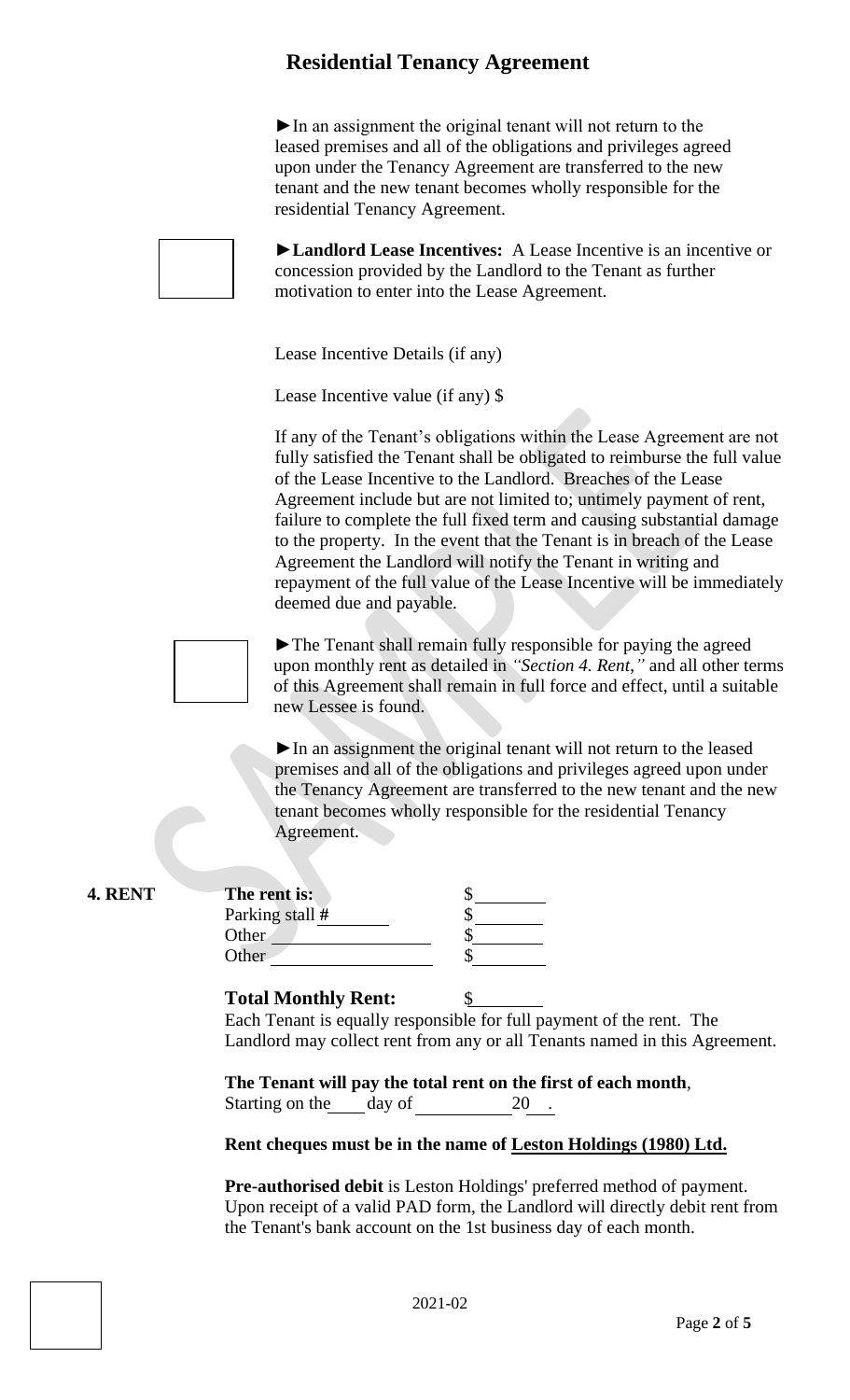►In an assignment the original tenant will not return to the leased premises and all of the obligations and privileges agreed upon under the Tenancy Agreement are transferred to the new tenant and the new tenant becomes wholly responsible for the residential Tenancy Agreement.

►**Landlord Lease Incentives:** A Lease Incentive is an incentive or concession provided by the Landlord to the Tenant as further motivation to enter into the Lease Agreement.

Lease Incentive Details (if any)

Lease Incentive value (if any) $

If any of the Tenant's obligations within the Lease Agreement are not fully satisfied the Tenant shall be obligated to reimburse the full value of the Lease Incentive to the Landlord. Breaches of the Lease Agreement include but are not limited to; untimely payment of rent, failure to complete the full fixed term and causing substantial damage to the property. In the event that the Tenant is in breach of the Lease Agreement the Landlord will notify the Tenant in writing and repayment of the full value of the Lease Incentive will be immediately deemed due and payable.

►The Tenant shall remain fully responsible for paying the agreed upon monthly rent as detailed in *"Section 4. Rent,"* and all other terms of this Agreement shall remain in full force and effect, until a suitable new Lessee is found.

►In an assignment the original tenant will not return to the leased premises and all of the obligations and privileges agreed upon under the Tenancy Agreement are transferred to the new tenant and the new tenant becomes wholly responsible for the residential Tenancy Agreement.

## 4. RENT

| | |
|---|---|
| **The rent is:** | $________ |
| Parking stall #______ | $________ |
| Other ________________ | $________ |
| Other ________________ | $________ |

**Total Monthly Rent:** $________

Each Tenant is equally responsible for full payment of the rent. The Landlord may collect rent from any or all Tenants named in this Agreement.

**The Tenant will pay the total rent on the first of each month**, Starting on the____ day of __________ 20__.

**Rent cheques must be in the name of Leston Holdings (1980) Ltd.**

**Pre-authorised debit** is Leston Holdings' preferred method of payment. Upon receipt of a valid PAD form, the Landlord will directly debit rent from the Tenant's bank account on the 1st business day of each month.

2021-02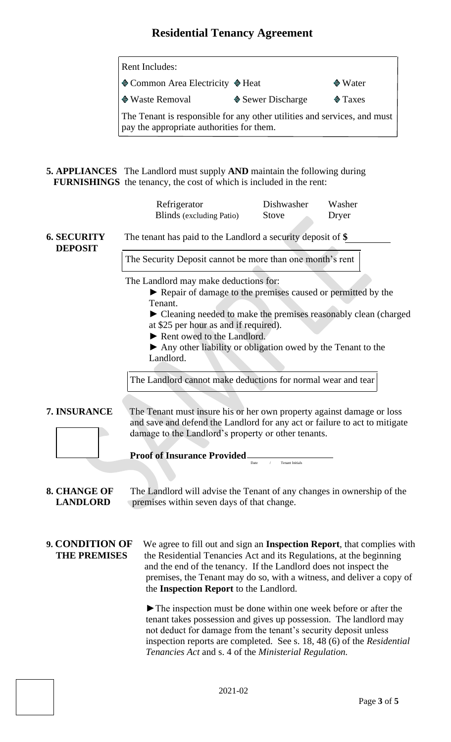# Residential Tenancy Agreement

Rent Includes:

◈ Common Area Electricity ◈ Heat ◈ Water

◈ Waste Removal ◈ Sewer Discharge ◈ Taxes

The Tenant is responsible for any other utilities and services, and must pay the appropriate authorities for them.

**5. APPLIANCES FURNISHINGS** The Landlord must supply **AND** maintain the following during the tenancy, the cost of which is included in the rent:

| | | |
|---|---|---|
| Refrigerator | Dishwasher | Washer |
| Blinds (excluding Patio) | Stove | Dryer |

**6. SECURITY DEPOSIT** The tenant has paid to the Landlord a security deposit of **$**\_\_\_\_\_\_\_\_

The Security Deposit cannot be more than one month's rent

The Landlord may make deductions for:

- ► Repair of damage to the premises caused or permitted by the Tenant.
- ► Cleaning needed to make the premises reasonably clean (charged at $25 per hour as and if required).
- ► Rent owed to the Landlord.
- ► Any other liability or obligation owed by the Tenant to the Landlord.

The Landlord cannot make deductions for normal wear and tear

**7. INSURANCE** The Tenant must insure his or her own property against damage or loss and save and defend the Landlord for any act or failure to act to mitigate damage to the Landlord's property or other tenants.

**Proof of Insurance Provided**\_\_\_\_\_\_\_\_\_\_\_\_\_\_\_\_\_\_
Date / Tenant Initials

**8. CHANGE OF LANDLORD** The Landlord will advise the Tenant of any changes in ownership of the premises within seven days of that change.

**9. CONDITION OF THE PREMISES** We agree to fill out and sign an **Inspection Report**, that complies with the Residential Tenancies Act and its Regulations, at the beginning and the end of the tenancy. If the Landlord does not inspect the premises, the Tenant may do so, with a witness, and deliver a copy of the **Inspection Report** to the Landlord.

►The inspection must be done within one week before or after the tenant takes possession and gives up possession. The landlord may not deduct for damage from the tenant's security deposit unless inspection reports are completed. See s. 18, 48 (6) of the *Residential Tenancies Act* and s. 4 of the *Ministerial Regulation.*

2021-02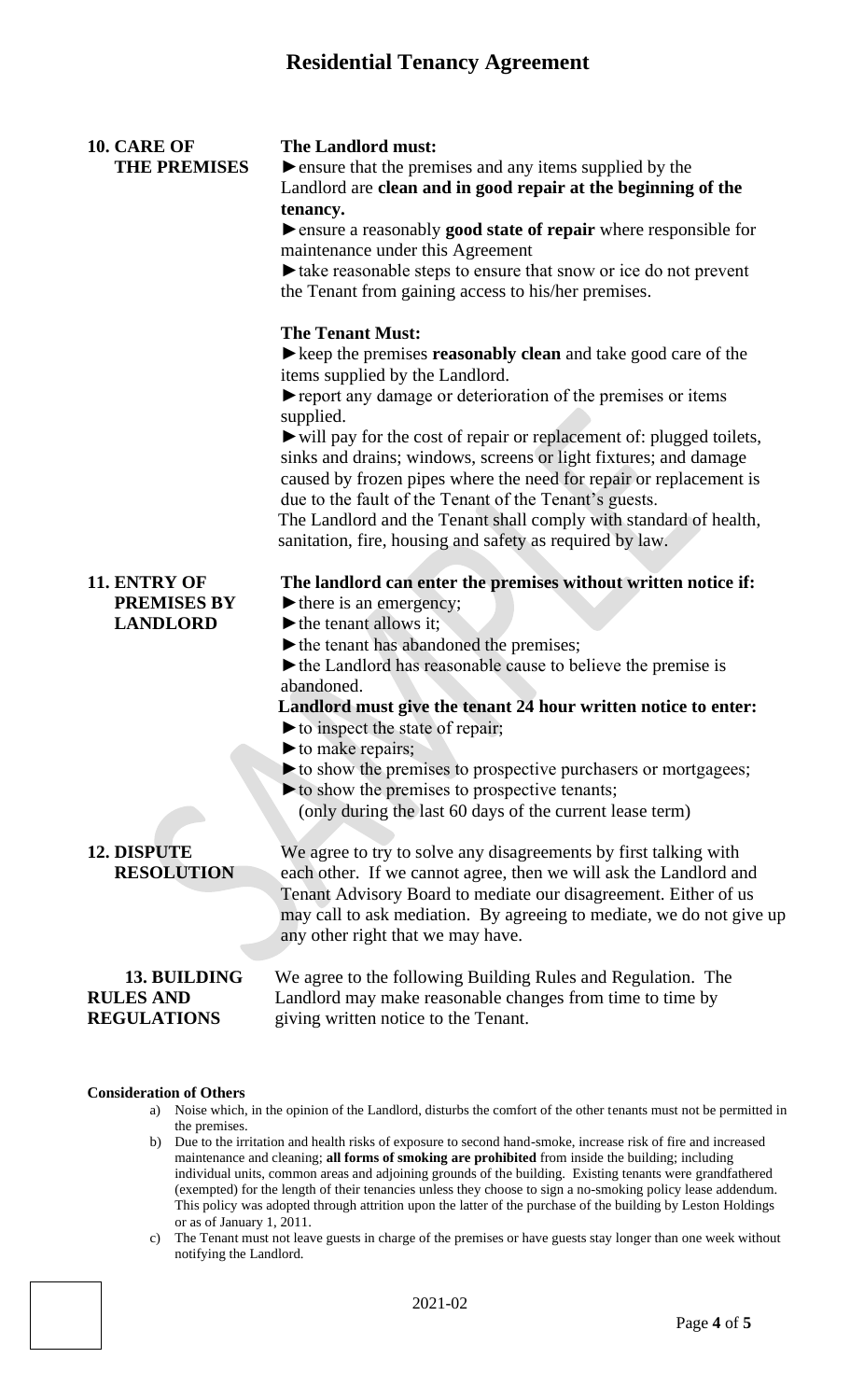## 10. CARE OF THE PREMISES

**The Landlord must:**

► ensure that the premises and any items supplied by the Landlord are **clean and in good repair at the beginning of the tenancy.**

► ensure a reasonably **good state of repair** where responsible for maintenance under this Agreement

► take reasonable steps to ensure that snow or ice do not prevent the Tenant from gaining access to his/her premises.

**The Tenant Must:**

► keep the premises **reasonably clean** and take good care of the items supplied by the Landlord.

► report any damage or deterioration of the premises or items supplied.

► will pay for the cost of repair or replacement of: plugged toilets, sinks and drains; windows, screens or light fixtures; and damage caused by frozen pipes where the need for repair or replacement is due to the fault of the Tenant of the Tenant's guests.

The Landlord and the Tenant shall comply with standard of health, sanitation, fire, housing and safety as required by law.

## 11. ENTRY OF PREMISES BY LANDLORD

**The landlord can enter the premises without written notice if:**

► there is an emergency;

► the tenant allows it;

► the tenant has abandoned the premises;

► the Landlord has reasonable cause to believe the premise is abandoned.

**Landlord must give the tenant 24 hour written notice to enter:**

► to inspect the state of repair;

► to make repairs;

► to show the premises to prospective purchasers or mortgagees;

► to show the premises to prospective tenants;
(only during the last 60 days of the current lease term)

## 12. DISPUTE RESOLUTION

We agree to try to solve any disagreements by first talking with each other. If we cannot agree, then we will ask the Landlord and Tenant Advisory Board to mediate our disagreement. Either of us may call to ask mediation. By agreeing to mediate, we do not give up any other right that we may have.

## 13. BUILDING RULES AND REGULATIONS

We agree to the following Building Rules and Regulation. The Landlord may make reasonable changes from time to time by giving written notice to the Tenant.

**Consideration of Others**

a) Noise which, in the opinion of the Landlord, disturbs the comfort of the other tenants must not be permitted in the premises.

b) Due to the irritation and health risks of exposure to second hand-smoke, increase risk of fire and increased maintenance and cleaning; **all forms of smoking are prohibited** from inside the building; including individual units, common areas and adjoining grounds of the building. Existing tenants were grandfathered (exempted) for the length of their tenancies unless they choose to sign a no-smoking policy lease addendum. This policy was adopted through attrition upon the latter of the purchase of the building by Leston Holdings or as of January 1, 2011.

c) The Tenant must not leave guests in charge of the premises or have guests stay longer than one week without notifying the Landlord.

2021-02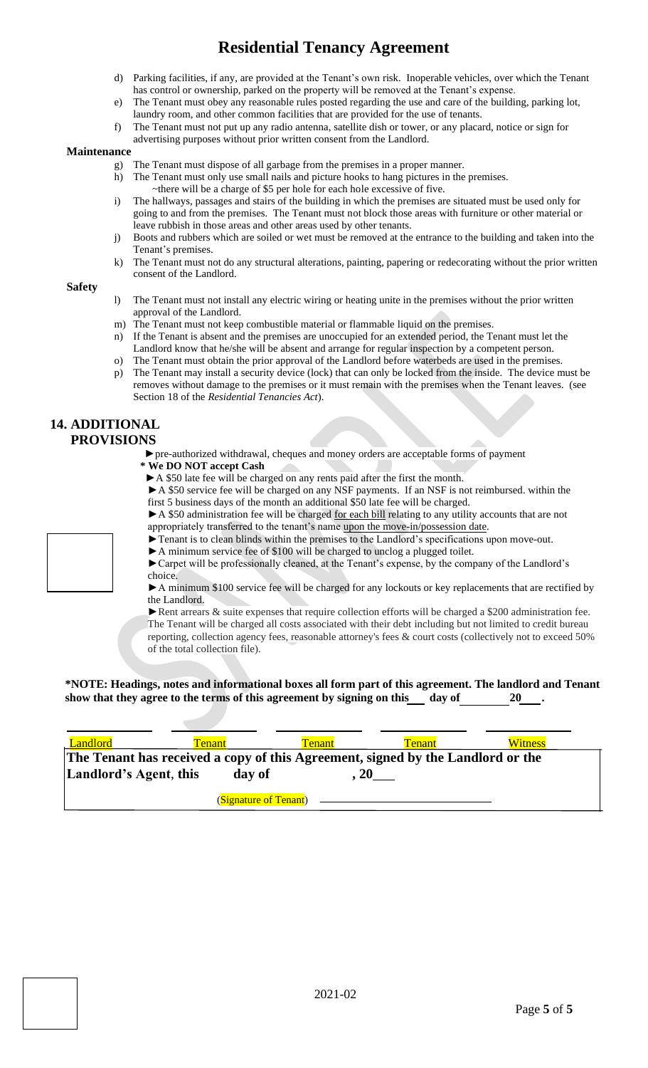# Residential Tenancy Agreement

d) Parking facilities, if any, are provided at the Tenant's own risk. Inoperable vehicles, over which the Tenant has control or ownership, parked on the property will be removed at the Tenant's expense.

e) The Tenant must obey any reasonable rules posted regarding the use and care of the building, parking lot, laundry room, and other common facilities that are provided for the use of tenants.

f) The Tenant must not put up any radio antenna, satellite dish or tower, or any placard, notice or sign for advertising purposes without prior written consent from the Landlord.

**Maintenance**

g) The Tenant must dispose of all garbage from the premises in a proper manner.

h) The Tenant must only use small nails and picture hooks to hang pictures in the premises.
~there will be a charge of $5 per hole for each hole excessive of five.

i) The hallways, passages and stairs of the building in which the premises are situated must be used only for going to and from the premises. The Tenant must not block those areas with furniture or other material or leave rubbish in those areas and other areas used by other tenants.

j) Boots and rubbers which are soiled or wet must be removed at the entrance to the building and taken into the Tenant's premises.

k) The Tenant must not do any structural alterations, painting, papering or redecorating without the prior written consent of the Landlord.

**Safety**

l) The Tenant must not install any electric wiring or heating unite in the premises without the prior written approval of the Landlord.

m) The Tenant must not keep combustible material or flammable liquid on the premises.

n) If the Tenant is absent and the premises are unoccupied for an extended period, the Tenant must let the Landlord know that he/she will be absent and arrange for regular inspection by a competent person.

o) The Tenant must obtain the prior approval of the Landlord before waterbeds are used in the premises.

p) The Tenant may install a security device (lock) that can only be locked from the inside. The device must be removes without damage to the premises or it must remain with the premises when the Tenant leaves. (see Section 18 of the *Residential Tenancies Act*).

## 14. ADDITIONAL PROVISIONS

►pre-authorized withdrawal, cheques and money orders are acceptable forms of payment

**\* We DO NOT accept Cash**

►A $50 late fee will be charged on any rents paid after the first the month.

►A $50 service fee will be charged on any NSF payments. If an NSF is not reimbursed. within the first 5 business days of the month an additional $50 late fee will be charged.

►A $50 administration fee will be charged for each bill relating to any utility accounts that are not appropriately transferred to the tenant's name upon the move-in/possession date.

►Tenant is to clean blinds within the premises to the Landlord's specifications upon move-out.

►A minimum service fee of $100 will be charged to unclog a plugged toilet.

►Carpet will be professionally cleaned, at the Tenant's expense, by the company of the Landlord's choice.

►A minimum $100 service fee will be charged for any lockouts or key replacements that are rectified by the Landlord.

►Rent arrears & suite expenses that require collection efforts will be charged a $200 administration fee. The Tenant will be charged all costs associated with their debt including but not limited to credit bureau reporting, collection agency fees, reasonable attorney's fees & court costs (collectively not to exceed 50% of the total collection file).

**\*NOTE: Headings, notes and informational boxes all form part of this agreement. The landlord and Tenant show that they agree to the terms of this agreement by signing on this \_\_\_ day of \_\_\_\_\_\_\_\_ 20\_\_\_.**

| Landlord | Tenant | Tenant | Tenant | Witness |
|---|---|---|---|---|

**The Tenant has received a copy of this Agreement, signed by the Landlord or the Landlord's Agent, this \_\_\_ day of \_\_\_\_\_\_\_\_, 20\_\_\_**

(Signature of Tenant) \_\_\_\_\_\_\_\_\_\_\_\_\_\_\_\_\_\_\_\_\_\_\_\_\_\_

2021-02